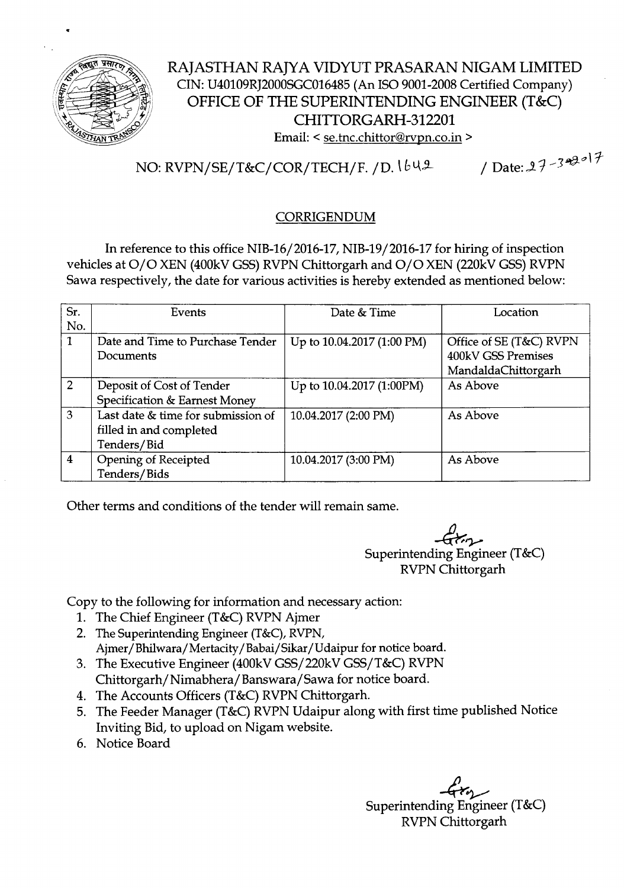# RAJASTHAN RAJYA VIDYUT PRASARAN NIGAM LIMITED

CIN: U40109RJ2000SGC016485 (An ISO 9001-2008 Certified Company)

## OFFICE OF THE SUPERINTENDING ENGINEER (T&C)

## CHITTORGARH-312201

Email: < se.tnc.chittor@rvpn.co.in >

NO: RVPN/SE/T&C/COR/TECH/F. /D. 1642 / Date: 27-3-2017

## CORRIGENDUM

In reference to this office NIB-16/2016-17, NIB-19/2016-17 for hiring of inspection vehicles at O/O XEN (400kV GSS) RVPN Chittorgarh and O/O XEN (220kV GSS) RVPN Sawa respectively, the date for various activities is hereby extended as mentioned below:

| Sr. No. | Events | Date & Time | Location |
|---|---|---|---|
| 1 | Date and Time to Purchase Tender Documents | Up to 10.04.2017 (1:00 PM) | Office of SE (T&C) RVPN 400kV GSS Premises MandaldaChittorgarh |
| 2 | Deposit of Cost of Tender Specification & Earnest Money | Up to 10.04.2017 (1:00PM) | As Above |
| 3 | Last date & time for submission of filled in and completed Tenders/Bid | 10.04.2017 (2:00 PM) | As Above |
| 4 | Opening of Receipted Tenders/Bids | 10.04.2017 (3:00 PM) | As Above |

Other terms and conditions of the tender will remain same.

Superintending Engineer (T&C)
RVPN Chittorgarh

Copy to the following for information and necessary action:

1. The Chief Engineer (T&C) RVPN Ajmer
2. The Superintending Engineer (T&C), RVPN, Ajmer/Bhilwara/Mertacity/Babai/Sikar/Udaipur for notice board.
3. The Executive Engineer (400kV GSS/220kV GSS/T&C) RVPN Chittorgarh/Nimabhera/Banswara/Sawa for notice board.
4. The Accounts Officers (T&C) RVPN Chittorgarh.
5. The Feeder Manager (T&C) RVPN Udaipur along with first time published Notice Inviting Bid, to upload on Nigam website.
6. Notice Board

Superintending Engineer (T&C)
RVPN Chittorgarh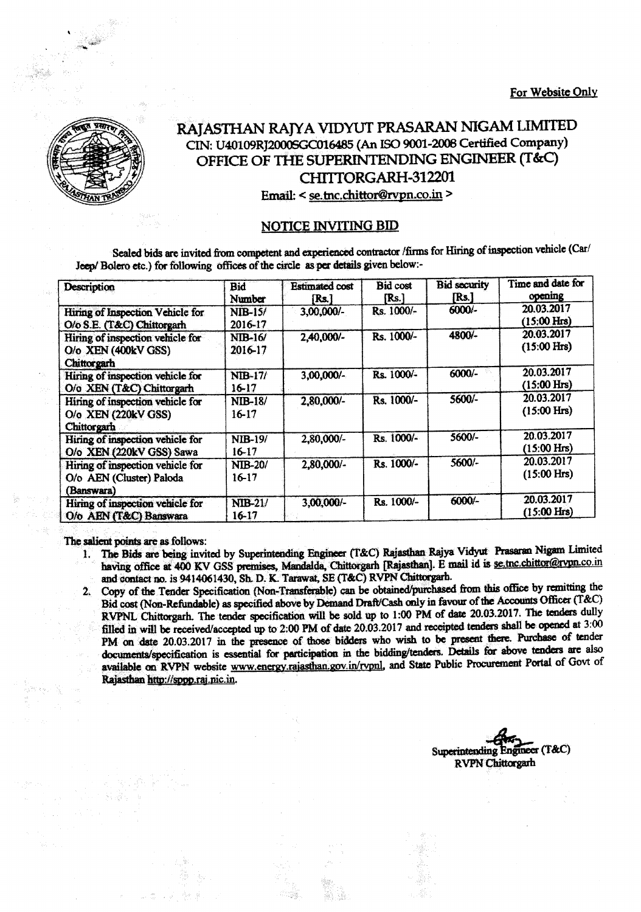For Website Only

# RAJASTHAN RAJYA VIDYUT PRASARAN NIGAM LIMITED

CIN: U40109RJ2000SGC016485 (An ISO 9001-2008 Certified Company)

OFFICE OF THE SUPERINTENDING ENGINEER (T&C)

CHITTORGARH-312201

Email: < se.tnc.chittor@rvpn.co.in >

## NOTICE INVITING BID

Sealed bids are invited from competent and experienced contractor /firms for Hiring of inspection vehicle (Car/ Jeep/ Bolero etc.) for following offices of the circle as per details given below:-

| Description | Bid Number | Estimated cost [Rs.] | Bid cost [Rs.] | Bid security [Rs.] | Time and date for opening |
|---|---|---|---|---|---|
| Hiring of Inspection Vehicle for O/o S.E. (T&C) Chittorgarh | NIB-15/ 2016-17 | 3,00,000/- | Rs. 1000/- | 6000/- | 20.03.2017 (15:00 Hrs) |
| Hiring of inspection vehicle for O/o XEN (400kV GSS) Chittorgarh | NIB-16/ 2016-17 | 2,40,000/- | Rs. 1000/- | 4800/- | 20.03.2017 (15:00 Hrs) |
| Hiring of inspection vehicle for O/o XEN (T&C) Chittorgarh | NIB-17/ 16-17 | 3,00,000/- | Rs. 1000/- | 6000/- | 20.03.2017 (15:00 Hrs) |
| Hiring of inspection vehicle for O/o XEN (220kV GSS) Chittorgarh | NIB-18/ 16-17 | 2,80,000/- | Rs. 1000/- | 5600/- | 20.03.2017 (15:00 Hrs) |
| Hiring of inspection vehicle for O/o XEN (220kV GSS) Sawa | NIB-19/ 16-17 | 2,80,000/- | Rs. 1000/- | 5600/- | 20.03.2017 (15:00 Hrs) |
| Hiring of inspection vehicle for O/o AEN (Cluster) Paloda (Banswara) | NIB-20/ 16-17 | 2,80,000/- | Rs. 1000/- | 5600/- | 20.03.2017 (15:00 Hrs) |
| Hiring of inspection vehicle for O/o AEN (T&C) Banswara | NIB-21/ 16-17 | 3,00,000/- | Rs. 1000/- | 6000/- | 20.03.2017 (15:00 Hrs) |

The salient points are as follows:

1. The Bids are being invited by Superintending Engineer (T&C) Rajasthan Rajya Vidyut Prasaran Nigam Limited having office at 400 KV GSS premises, Mandalda, Chittorgarh [Rajasthan]. E mail id is se.tnc.chittor@rvpn.co.in and contact no. is 9414061430, Sh. D. K. Tarawat, SE (T&C) RVPN Chittorgarh.
2. Copy of the Tender Specification (Non-Transferable) can be obtained/purchased from this office by remitting the Bid cost (Non-Refundable) as specified above by Demand Draft/Cash only in favour of the Accounts Officer (T&C) RVPNL Chittorgarh. The tender specification will be sold up to 1:00 PM of date 20.03.2017. The tenders dully filled in will be received/accepted up to 2:00 PM of date 20.03.2017 and receipted tenders shall be opened at 3:00 PM on date 20.03.2017 in the presence of those bidders who wish to be present there. Purchase of tender documents/specification is essential for participation in the bidding/tenders. Details for above tenders are also available on RVPN website www.energy.rajasthan.gov.in/rvpnl, and State Public Procurement Portal of Govt of Rajasthan http://sppp.raj.nic.in.

Superintending Engineer (T&C)
RVPN Chittorgarh